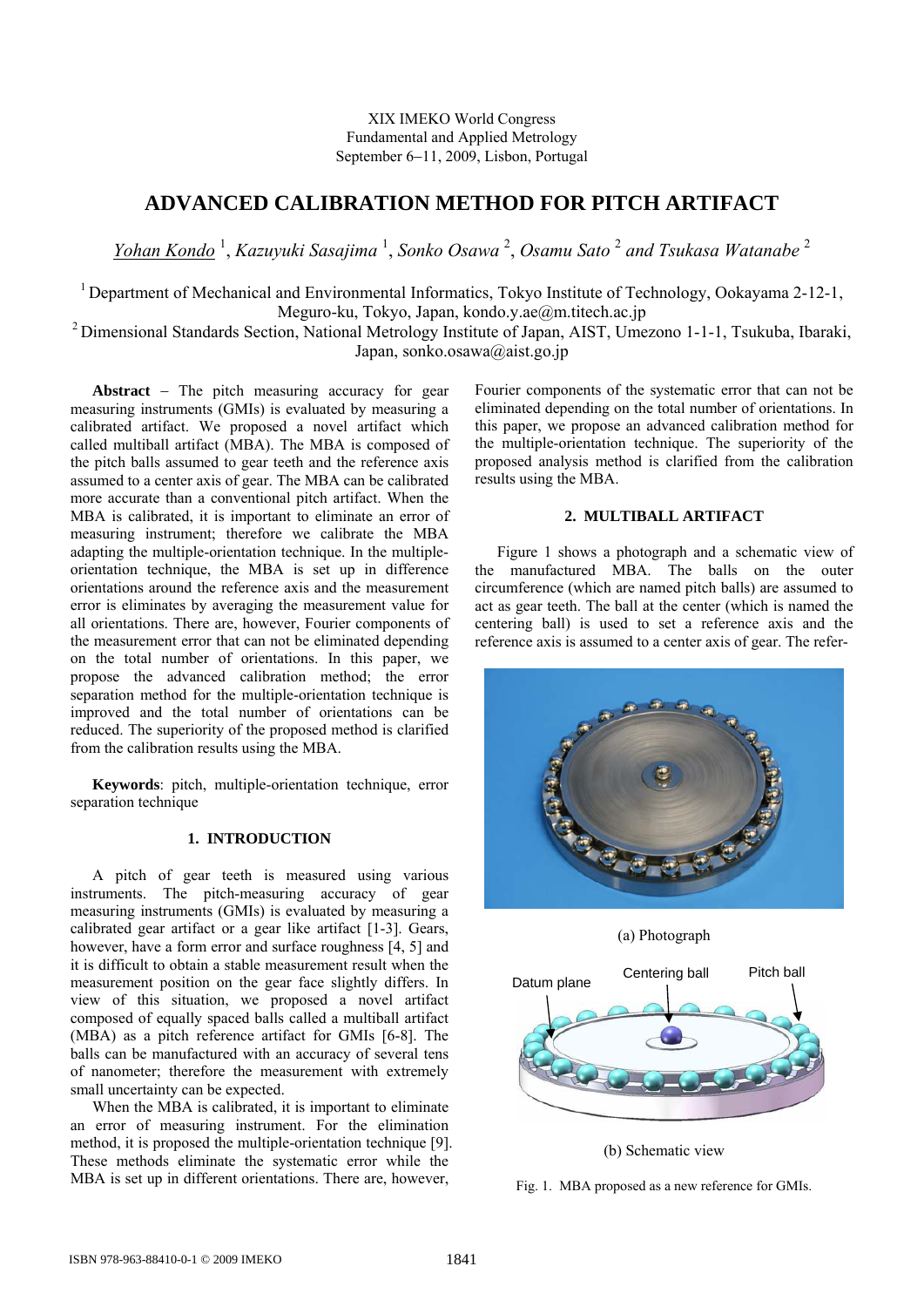XIX IMEKO World Congress
Fundamental and Applied Metrology
September 6−11, 2009, Lisbon, Portugal

# ADVANCED CALIBRATION METHOD FOR PITCH ARTIFACT

*Yohan Kondo* [1], *Kazuyuki Sasajima* [1], *Sonko Osawa* [2], *Osamu Sato* [2] *and Tsukasa Watanabe* [2]

[1] Department of Mechanical and Environmental Informatics, Tokyo Institute of Technology, Ookayama 2-12-1, Meguro-ku, Tokyo, Japan, kondo.y.ae@m.titech.ac.jp
[2] Dimensional Standards Section, National Metrology Institute of Japan, AIST, Umezono 1-1-1, Tsukuba, Ibaraki, Japan, sonko.osawa@aist.go.jp

**Abstract** – The pitch measuring accuracy for gear measuring instruments (GMIs) is evaluated by measuring a calibrated artifact. We proposed a novel artifact which called multiball artifact (MBA). The MBA is composed of the pitch balls assumed to gear teeth and the reference axis assumed to a center axis of gear. The MBA can be calibrated more accurate than a conventional pitch artifact. When the MBA is calibrated, it is important to eliminate an error of measuring instrument; therefore we calibrate the MBA adapting the multiple-orientation technique. In the multiple-orientation technique, the MBA is set up in difference orientations around the reference axis and the measurement error is eliminates by averaging the measurement value for all orientations. There are, however, Fourier components of the measurement error that can not be eliminated depending on the total number of orientations. In this paper, we propose the advanced calibration method; the error separation method for the multiple-orientation technique is improved and the total number of orientations can be reduced. The superiority of the proposed method is clarified from the calibration results using the MBA.

**Keywords**: pitch, multiple-orientation technique, error separation technique

## 1. INTRODUCTION

A pitch of gear teeth is measured using various instruments. The pitch-measuring accuracy of gear measuring instruments (GMIs) is evaluated by measuring a calibrated gear artifact or a gear like artifact [1-3]. Gears, however, have a form error and surface roughness [4, 5] and it is difficult to obtain a stable measurement result when the measurement position on the gear face slightly differs. In view of this situation, we proposed a novel artifact composed of equally spaced balls called a multiball artifact (MBA) as a pitch reference artifact for GMIs [6-8]. The balls can be manufactured with an accuracy of several tens of nanometer; therefore the measurement with extremely small uncertainty can be expected.

When the MBA is calibrated, it is important to eliminate an error of measuring instrument. For the elimination method, it is proposed the multiple-orientation technique [9]. These methods eliminate the systematic error while the MBA is set up in different orientations. There are, however, Fourier components of the systematic error that can not be eliminated depending on the total number of orientations. In this paper, we propose an advanced calibration method for the multiple-orientation technique. The superiority of the proposed analysis method is clarified from the calibration results using the MBA.

## 2. MULTIBALL ARTIFACT

Figure 1 shows a photograph and a schematic view of the manufactured MBA. The balls on the outer circumference (which are named pitch balls) are assumed to act as gear teeth. The ball at the center (which is named the centering ball) is used to set a reference axis and the reference axis is assumed to a center axis of gear. The refer-

(a) Photograph

Datum plane  Centering ball  Pitch ball

(b) Schematic view

Fig. 1. MBA proposed as a new reference for GMIs.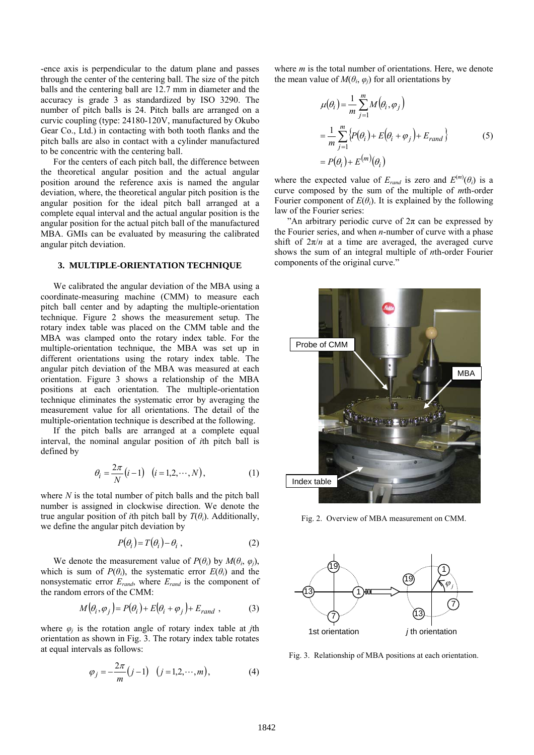-ence axis is perpendicular to the datum plane and passes through the center of the centering ball. The size of the pitch balls and the centering ball are 12.7 mm in diameter and the accuracy is grade 3 as standardized by ISO 3290. The number of pitch balls is 24. Pitch balls are arranged on a curvic coupling (type: 24180-120V, manufactured by Okubo Gear Co., Ltd.) in contacting with both tooth flanks and the pitch balls are also in contact with a cylinder manufactured to be concentric with the centering ball.

For the centers of each pitch ball, the difference between the theoretical angular position and the actual angular position around the reference axis is named the angular deviation, where, the theoretical angular pitch position is the angular position for the ideal pitch ball arranged at a complete equal interval and the actual angular position is the angular position for the actual pitch ball of the manufactured MBA. GMIs can be evaluated by measuring the calibrated angular pitch deviation.

## 3. MULTIPLE-ORIENTATION TECHNIQUE

We calibrated the angular deviation of the MBA using a coordinate-measuring machine (CMM) to measure each pitch ball center and by adapting the multiple-orientation technique. Figure 2 shows the measurement setup. The rotary index table was placed on the CMM table and the MBA was clamped onto the rotary index table. For the multiple-orientation technique, the MBA was set up in different orientations using the rotary index table. The angular pitch deviation of the MBA was measured at each orientation. Figure 3 shows a relationship of the MBA positions at each orientation. The multiple-orientation technique eliminates the systematic error by averaging the measurement value for all orientations. The detail of the multiple-orientation technique is described at the following.

If the pitch balls are arranged at a complete equal interval, the nominal angular position of $i$th pitch ball is defined by

$$\theta_i = \frac{2\pi}{N}(i-1) \quad (i = 1, 2, \cdots, N), \tag{1}$$

where $N$ is the total number of pitch balls and the pitch ball number is assigned in clockwise direction. We denote the true angular position of $i$th pitch ball by $T(\theta_i)$. Additionally, we define the angular pitch deviation by

$$P(\theta_i) = T(\theta_i) - \theta_i \,, \tag{2}$$

We denote the measurement value of $P(\theta_i)$ by $M(\theta_i, \varphi_j)$, which is sum of $P(\theta_i)$, the systematic error $E(\theta_i)$ and the nonsystematic error $E_{rand}$, where $E_{rand}$ is the component of the random errors of the CMM:

$$M(\theta_i, \varphi_j) = P(\theta_i) + E(\theta_i + \varphi_j) + E_{rand} \,, \tag{3}$$

where $\varphi_j$ is the rotation angle of rotary index table at $j$th orientation as shown in Fig. 3. The rotary index table rotates at equal intervals as follows:

$$\varphi_j = -\frac{2\pi}{m}(j-1) \quad (j = 1, 2, \cdots, m), \tag{4}$$

where $m$ is the total number of orientations. Here, we denote the mean value of $M(\theta_i, \varphi_j)$ for all orientations by

$$\begin{aligned} \mu(\theta_i) &= \frac{1}{m}\sum_{j=1}^{m} M(\theta_i, \varphi_j) \\ &= \frac{1}{m}\sum_{j=1}^{m}\left\{P(\theta_i) + E(\theta_i + \varphi_j) + E_{rand}\right\} \\ &= P(\theta_i) + E^{(m)}(\theta_i) \end{aligned} \tag{5}$$

where the expected value of $E_{rand}$ is zero and $E^{(m)}(\theta_i)$ is a curve composed by the sum of the multiple of $m$th-order Fourier component of $E(\theta_i)$. It is explained by the following law of the Fourier series:

"An arbitrary periodic curve of $2\pi$ can be expressed by the Fourier series, and when $n$-number of curve with a phase shift of $2\pi/n$ at a time are averaged, the averaged curve shows the sum of an integral multiple of $n$th-order Fourier components of the original curve."

Fig. 2. Overview of MBA measurement on CMM.

Fig. 3. Relationship of MBA positions at each orientation.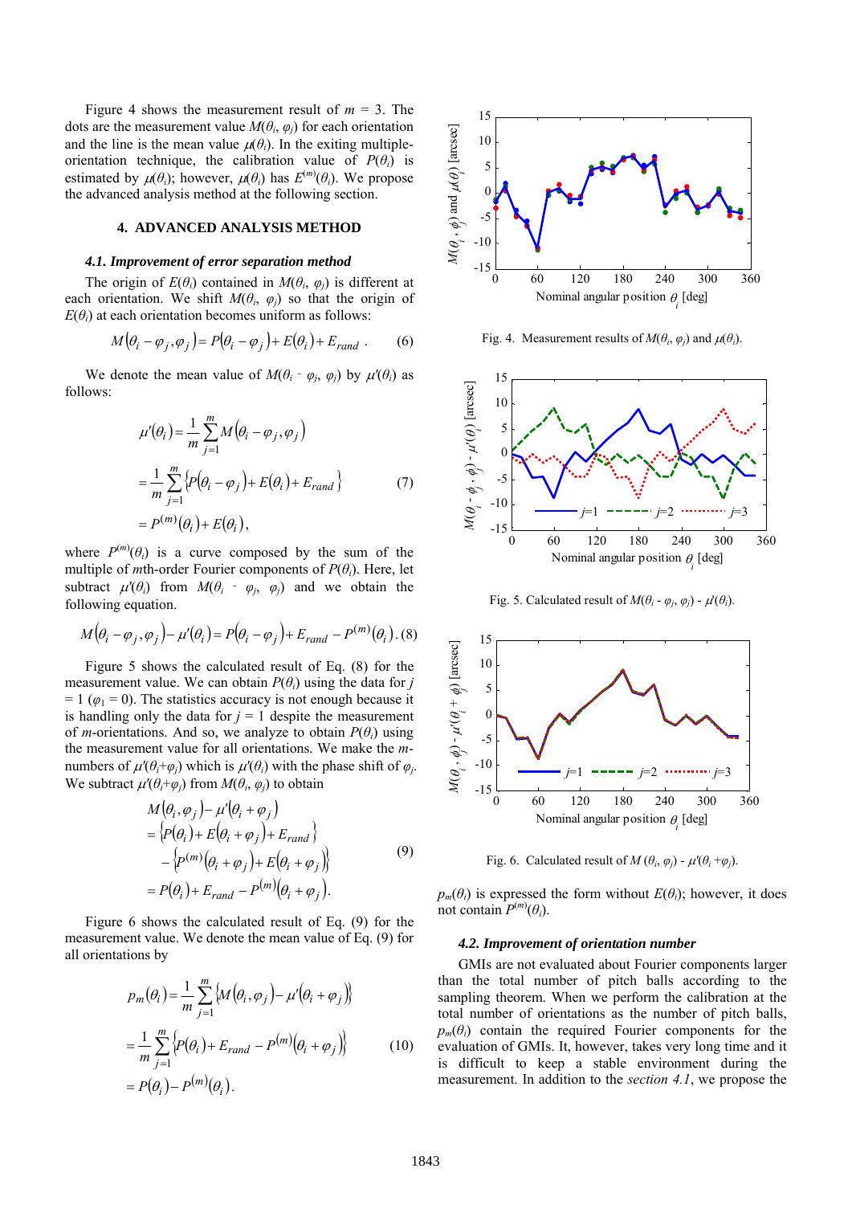Figure 4 shows the measurement result of $m$ = 3. The dots are the measurement value $M(\theta_i, \varphi_j)$ for each orientation and the line is the mean value $\mu(\theta_i)$. In the exiting multiple-orientation technique, the calibration value of $P(\theta_i)$ is estimated by $\mu(\theta_i)$; however, $\mu(\theta_i)$ has $E^{(m)}(\theta_i)$. We propose the advanced analysis method at the following section.

## 4. ADVANCED ANALYSIS METHOD

### *4.1. Improvement of error separation method*

The origin of $E(\theta_i)$ contained in $M(\theta_i, \varphi_j)$ is different at each orientation. We shift $M(\theta_i, \varphi_j)$ so that the origin of $E(\theta_i)$ at each orientation becomes uniform as follows:

$$M(\theta_i - \varphi_j, \varphi_j) = P(\theta_i - \varphi_j) + E(\theta_i) + E_{rand} \,. \qquad (6)$$

We denote the mean value of $M(\theta_i - \varphi_j, \varphi_j)$ by $\mu'(\theta_i)$ as follows:

$$\begin{aligned} \mu'(\theta_i) &= \frac{1}{m}\sum_{j=1}^{m} M(\theta_i - \varphi_j, \varphi_j) \\ &= \frac{1}{m}\sum_{j=1}^{m}\left\{P(\theta_i - \varphi_j) + E(\theta_i) + E_{rand}\right\} \qquad (7) \\ &= P^{(m)}(\theta_i) + E(\theta_i), \end{aligned}$$

where $P^{(m)}(\theta_i)$ is a curve composed by the sum of the multiple of $m$th-order Fourier components of $P(\theta_i)$. Here, let subtract $\mu'(\theta_i)$ from $M(\theta_i - \varphi_j, \varphi_j)$ and we obtain the following equation.

$$M(\theta_i - \varphi_j, \varphi_j) - \mu'(\theta_i) = P(\theta_i - \varphi_j) + E_{rand} - P^{(m)}(\theta_i) \,. \, (8)$$

Figure 5 shows the calculated result of Eq. (8) for the measurement value. We can obtain $P(\theta_i)$ using the data for $j$ = 1 ($\varphi_1 = 0$). The statistics accuracy is not enough because it is handling only the data for $j$ = 1 despite the measurement of $m$-orientations. And so, we analyze to obtain $P(\theta_i)$ using the measurement value for all orientations. We make the $m$-numbers of $\mu'(\theta_i + \varphi_j)$ which is $\mu'(\theta_i)$ with the phase shift of $\varphi_j$. We subtract $\mu'(\theta_i + \varphi_j)$ from $M(\theta_i, \varphi_j)$ to obtain

$$\begin{aligned} & M(\theta_i, \varphi_j) - \mu'(\theta_i + \varphi_j) \\ &= \left\{P(\theta_i) + E(\theta_i + \varphi_j) + E_{rand}\right\} \\ &\quad - \left\{P^{(m)}(\theta_i + \varphi_j) + E(\theta_i + \varphi_j)\right\} \qquad (9) \\ &= P(\theta_i) + E_{rand} - P^{(m)}(\theta_i + \varphi_j). \end{aligned}$$

Figure 6 shows the calculated result of Eq. (9) for the measurement value. We denote the mean value of Eq. (9) for all orientations by

$$\begin{aligned} p_m(\theta_i) &= \frac{1}{m}\sum_{j=1}^{m}\left\{M(\theta_i, \varphi_j) - \mu'(\theta_i + \varphi_j)\right\} \\ &= \frac{1}{m}\sum_{j=1}^{m}\left\{P(\theta_i) + E_{rand} - P^{(m)}(\theta_i + \varphi_j)\right\} \qquad (10) \\ &= P(\theta_i) - P^{(m)}(\theta_i). \end{aligned}$$

Fig. 4. Measurement results of $M(\theta_i, \varphi_j)$ and $\mu(\theta_i)$.

Fig. 5. Calculated result of $M(\theta_i - \varphi_j, \varphi_j) - \mu'(\theta_i)$.

Fig. 6. Calculated result of $M(\theta_i, \varphi_j) - \mu'(\theta_i + \varphi_j)$.

$p_m(\theta_i)$ is expressed the form without $E(\theta_i)$; however, it does not contain $P^{(m)}(\theta_i)$.

### *4.2. Improvement of orientation number*

GMIs are not evaluated about Fourier components larger than the total number of pitch balls according to the sampling theorem. When we perform the calibration at the total number of orientations as the number of pitch balls, $p_m(\theta_i)$ contain the required Fourier components for the evaluation of GMIs. It, however, takes very long time and it is difficult to keep a stable environment during the measurement. In addition to the *section 4.1*, we propose the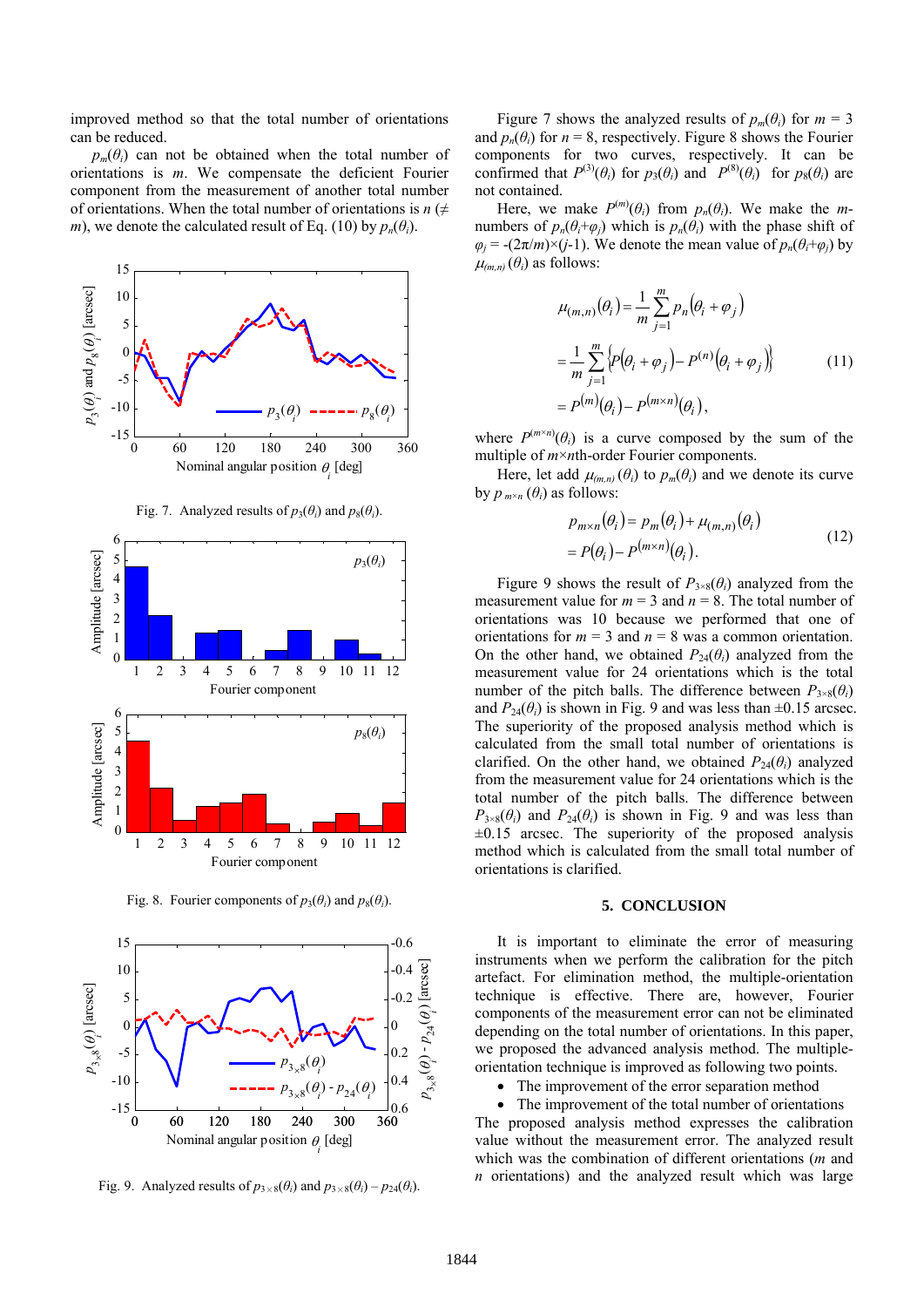improved method so that the total number of orientations can be reduced.

$p_m(\theta_i)$ can not be obtained when the total number of orientations is $m$. We compensate the deficient Fourier component from the measurement of another total number of orientations. When the total number of orientations is $n$ ($\neq m$), we denote the calculated result of Eq. (10) by $p_n(\theta_i)$.

Fig. 7. Analyzed results of $p_3(\theta_i)$ and $p_8(\theta_i)$.

Fig. 8. Fourier components of $p_3(\theta_i)$ and $p_8(\theta_i)$.

Fig. 9. Analyzed results of $p_{3\times 8}(\theta_i)$ and $p_{3\times 8}(\theta_i) - p_{24}(\theta_i)$.

Figure 7 shows the analyzed results of $p_m(\theta_i)$ for $m = 3$ and $p_n(\theta_i)$ for $n = 8$, respectively. Figure 8 shows the Fourier components for two curves, respectively. It can be confirmed that $P^{(3)}(\theta_i)$ for $p_3(\theta_i)$ and $P^{(8)}(\theta_i)$ for $p_8(\theta_i)$ are not contained.

Here, we make $P^{(m)}(\theta_i)$ from $p_n(\theta_i)$. We make the $m$-numbers of $p_n(\theta_i+\varphi_j)$ which is $p_n(\theta_i)$ with the phase shift of $\varphi_j = -(2\pi/m)\times(j-1)$. We denote the mean value of $p_n(\theta_i+\varphi_j)$ by $\mu_{(m,n)}(\theta_i)$ as follows:

$$
\begin{aligned}
\mu_{(m,n)}(\theta_i) &= \frac{1}{m}\sum_{j=1}^{m} p_n(\theta_i+\varphi_j) \\
&= \frac{1}{m}\sum_{j=1}^{m}\left\{P(\theta_i+\varphi_j) - P^{(n)}(\theta_i+\varphi_j)\right\} \\
&= P^{(m)}(\theta_i) - P^{(m\times n)}(\theta_i),
\end{aligned}
\tag{11}
$$

where $P^{(m\times n)}(\theta_i)$ is a curve composed by the sum of the multiple of $m\times n$th-order Fourier components.

Here, let add $\mu_{(m,n)}(\theta_i)$ to $p_m(\theta_i)$ and we denote its curve by $p_{m\times n}(\theta_i)$ as follows:

$$
\begin{aligned}
p_{m\times n}(\theta_i) &= p_m(\theta_i) + \mu_{(m,n)}(\theta_i) \\
&= P(\theta_i) - P^{(m\times n)}(\theta_i).
\end{aligned}
\tag{12}
$$

Figure 9 shows the result of $P_{3\times 8}(\theta_i)$ analyzed from the measurement value for $m = 3$ and $n = 8$. The total number of orientations was 10 because we performed that one of orientations for $m = 3$ and $n = 8$ was a common orientation. On the other hand, we obtained $P_{24}(\theta_i)$ analyzed from the measurement value for 24 orientations which is the total number of the pitch balls. The difference between $P_{3\times 8}(\theta_i)$ and $P_{24}(\theta_i)$ is shown in Fig. 9 and was less than ±0.15 arcsec. The superiority of the proposed analysis method which is calculated from the small total number of orientations is clarified. On the other hand, we obtained $P_{24}(\theta_i)$ analyzed from the measurement value for 24 orientations which is the total number of the pitch balls. The difference between $P_{3\times 8}(\theta_i)$ and $P_{24}(\theta_i)$ is shown in Fig. 9 and was less than ±0.15 arcsec. The superiority of the proposed analysis method which is calculated from the small total number of orientations is clarified.

## 5. CONCLUSION

It is important to eliminate the error of measuring instruments when we perform the calibration for the pitch artefact. For elimination method, the multiple-orientation technique is effective. There are, however, Fourier components of the measurement error can not be eliminated depending on the total number of orientations. In this paper, we proposed the advanced analysis method. The multiple-orientation technique is improved as following two points.

- The improvement of the error separation method
- The improvement of the total number of orientations

The proposed analysis method expresses the calibration value without the measurement error. The analyzed result which was the combination of different orientations ($m$ and $n$ orientations) and the analyzed result which was large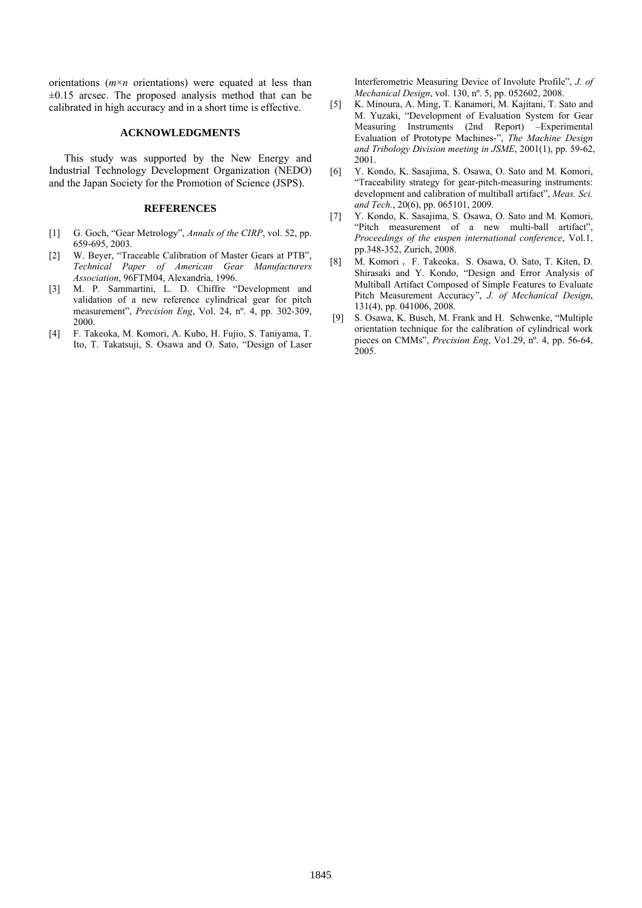orientations ($m \times n$ orientations) were equated at less than ±0.15 arcsec. The proposed analysis method that can be calibrated in high accuracy and in a short time is effective.

## ACKNOWLEDGMENTS

This study was supported by the New Energy and Industrial Technology Development Organization (NEDO) and the Japan Society for the Promotion of Science (JSPS).

## REFERENCES

[1] G. Goch, "Gear Metrology", *Annals of the CIRP*, vol. 52, pp. 659-695, 2003.

[2] W. Beyer, "Traceable Calibration of Master Gears at PTB", *Technical Paper of American Gear Manufacturers Association*, 96FTM04, Alexandria, 1996.

[3] M. P. Sammartini, L. D. Chiffre "Development and validation of a new reference cylindrical gear for pitch measurement", *Precision Eng*, Vol. 24, nº. 4, pp. 302-309, 2000.

[4] F. Takeoka, M. Komori, A. Kubo, H. Fujio, S. Taniyama, T. Ito, T. Takatsuji, S. Osawa and O. Sato, "Design of Laser Interferometric Measuring Device of Involute Profile", *J. of Mechanical Design*, vol. 130, nº. 5, pp. 052602, 2008.

[5] K. Minoura, A. Ming, T. Kanamori, M. Kajitani, T. Sato and M. Yuzaki, "Development of Evaluation System for Gear Measuring Instruments (2nd Report) –Experimental Evaluation of Prototype Machines-", *The Machine Design and Tribology Division meeting in JSME*, 2001(1), pp. 59-62, 2001.

[6] Y. Kondo, K. Sasajima, S. Osawa, O. Sato and M. Komori, "Traceability strategy for gear-pitch-measuring instruments: development and calibration of multiball artifact", *Meas. Sci. and Tech.*, 20(6), pp. 065101, 2009.

[7] Y. Kondo, K. Sasajima, S. Osawa, O. Sato and M. Komori, "Pitch measurement of a new multi-ball artifact", *Proceedings of the euspen international conference*, Vol.1, pp.348-352, Zurich, 2008.

[8] M. Komori , F. Takeoka, S. Osawa, O. Sato, T. Kiten, D. Shirasaki and Y. Kondo, "Design and Error Analysis of Multiball Artifact Composed of Simple Features to Evaluate Pitch Measurement Accuracy", *J. of Mechanical Design*, 131(4), pp. 041006, 2008.

[9] S. Osawa, K. Busch, M. Frank and H. Schwenke, "Multiple orientation technique for the calibration of cylindrical work pieces on CMMs", *Precision Eng*, Vo1.29, nº. 4, pp. 56-64, 2005.